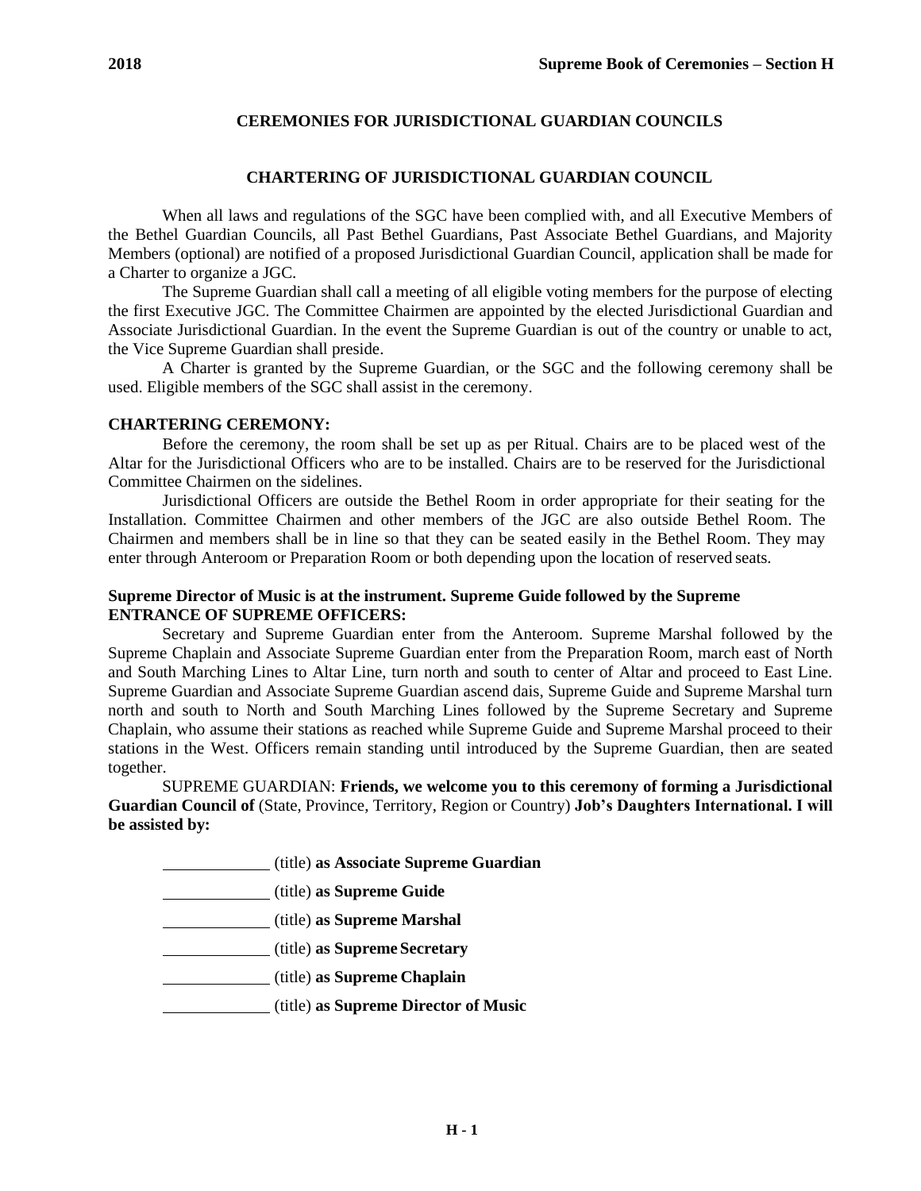# CEREMONIES FOR JURISDICTIONAL GUARDIAN COUNCILS

## CHARTERING OF JURISDICTIONAL GUARDIAN COUNCIL

When all laws and regulations of the SGC have been complied with, and all Executive Members of the Bethel Guardian Councils, all Past Bethel Guardians, Past Associate Bethel Guardians, and Majority Members (optional) are notified of a proposed Jurisdictional Guardian Council, application shall be made for a Charter to organize a JGC.

The Supreme Guardian shall call a meeting of all eligible voting members for the purpose of electing the first Executive JGC. The Committee Chairmen are appointed by the elected Jurisdictional Guardian and Associate Jurisdictional Guardian. In the event the Supreme Guardian is out of the country or unable to act, the Vice Supreme Guardian shall preside.

A Charter is granted by the Supreme Guardian, or the SGC and the following ceremony shall be used. Eligible members of the SGC shall assist in the ceremony.

**CHARTERING CEREMONY:**

Before the ceremony, the room shall be set up as per Ritual. Chairs are to be placed west of the Altar for the Jurisdictional Officers who are to be installed. Chairs are to be reserved for the Jurisdictional Committee Chairmen on the sidelines.

Jurisdictional Officers are outside the Bethel Room in order appropriate for their seating for the Installation. Committee Chairmen and other members of the JGC are also outside Bethel Room. The Chairmen and members shall be in line so that they can be seated easily in the Bethel Room. They may enter through Anteroom or Preparation Room or both depending upon the location of reserved seats.

**Supreme Director of Music is at the instrument. Supreme Guide followed by the Supreme**
**ENTRANCE OF SUPREME OFFICERS:**

Secretary and Supreme Guardian enter from the Anteroom. Supreme Marshal followed by the Supreme Chaplain and Associate Supreme Guardian enter from the Preparation Room, march east of North and South Marching Lines to Altar Line, turn north and south to center of Altar and proceed to East Line. Supreme Guardian and Associate Supreme Guardian ascend dais, Supreme Guide and Supreme Marshal turn north and south to North and South Marching Lines followed by the Supreme Secretary and Supreme Chaplain, who assume their stations as reached while Supreme Guide and Supreme Marshal proceed to their stations in the West. Officers remain standing until introduced by the Supreme Guardian, then are seated together.

SUPREME GUARDIAN: **Friends, we welcome you to this ceremony of forming a Jurisdictional Guardian Council of** (State, Province, Territory, Region or Country) **Job's Daughters International. I will be assisted by:**

____________ (title) **as Associate Supreme Guardian**

____________ (title) **as Supreme Guide**

____________ (title) **as Supreme Marshal**

____________ (title) **as Supreme Secretary**

____________ (title) **as Supreme Chaplain**

____________ (title) **as Supreme Director of Music**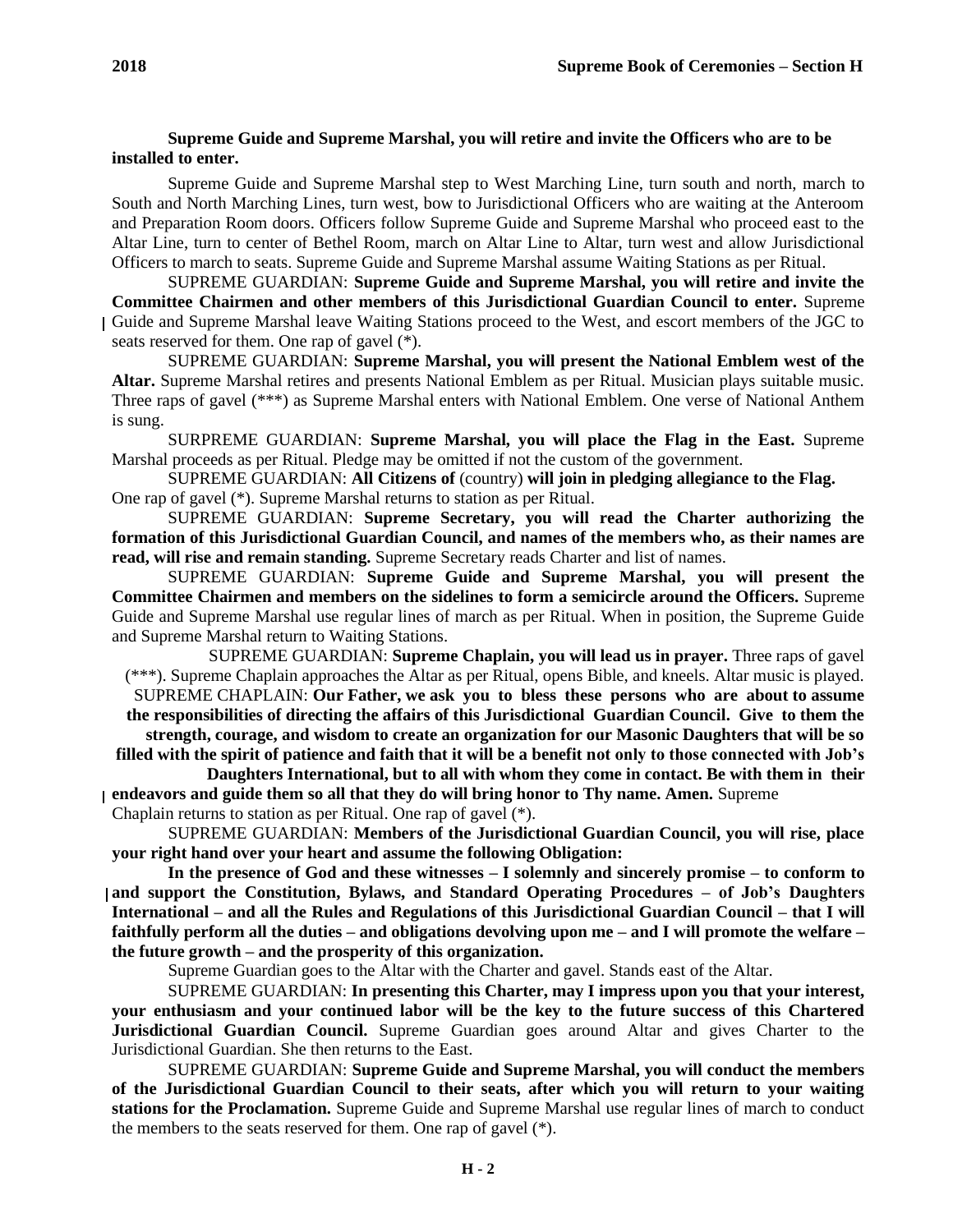**Supreme Guide and Supreme Marshal, you will retire and invite the Officers who are to be installed to enter.**

Supreme Guide and Supreme Marshal step to West Marching Line, turn south and north, march to South and North Marching Lines, turn west, bow to Jurisdictional Officers who are waiting at the Anteroom and Preparation Room doors. Officers follow Supreme Guide and Supreme Marshal who proceed east to the Altar Line, turn to center of Bethel Room, march on Altar Line to Altar, turn west and allow Jurisdictional Officers to march to seats. Supreme Guide and Supreme Marshal assume Waiting Stations as per Ritual.

SUPREME GUARDIAN: **Supreme Guide and Supreme Marshal, you will retire and invite the Committee Chairmen and other members of this Jurisdictional Guardian Council to enter.** Supreme Guide and Supreme Marshal leave Waiting Stations proceed to the West, and escort members of the JGC to seats reserved for them. One rap of gavel (*).

SUPREME GUARDIAN: **Supreme Marshal, you will present the National Emblem west of the Altar.** Supreme Marshal retires and presents National Emblem as per Ritual. Musician plays suitable music. Three raps of gavel (***) as Supreme Marshal enters with National Emblem. One verse of National Anthem is sung.

SURPREME GUARDIAN: **Supreme Marshal, you will place the Flag in the East.** Supreme Marshal proceeds as per Ritual. Pledge may be omitted if not the custom of the government.

SUPREME GUARDIAN: **All Citizens of** (country) **will join in pledging allegiance to the Flag.** One rap of gavel (*). Supreme Marshal returns to station as per Ritual.

SUPREME GUARDIAN: **Supreme Secretary, you will read the Charter authorizing the formation of this Jurisdictional Guardian Council, and names of the members who, as their names are read, will rise and remain standing.** Supreme Secretary reads Charter and list of names.

SUPREME GUARDIAN: **Supreme Guide and Supreme Marshal, you will present the Committee Chairmen and members on the sidelines to form a semicircle around the Officers.** Supreme Guide and Supreme Marshal use regular lines of march as per Ritual. When in position, the Supreme Guide and Supreme Marshal return to Waiting Stations.

SUPREME GUARDIAN: **Supreme Chaplain, you will lead us in prayer.** Three raps of gavel (***). Supreme Chaplain approaches the Altar as per Ritual, opens Bible, and kneels. Altar music is played.

SUPREME CHAPLAIN: **Our Father, we ask you to bless these persons who are about to assume the responsibilities of directing the affairs of this Jurisdictional Guardian Council. Give to them the strength, courage, and wisdom to create an organization for our Masonic Daughters that will be so filled with the spirit of patience and faith that it will be a benefit not only to those connected with Job's Daughters International, but to all with whom they come in contact. Be with them in their endeavors and guide them so all that they do will bring honor to Thy name. Amen.** Supreme Chaplain returns to station as per Ritual. One rap of gavel (*).

SUPREME GUARDIAN: **Members of the Jurisdictional Guardian Council, you will rise, place your right hand over your heart and assume the following Obligation:**

**In the presence of God and these witnesses – I solemnly and sincerely promise – to conform to and support the Constitution, Bylaws, and Standard Operating Procedures – of Job's Daughters International – and all the Rules and Regulations of this Jurisdictional Guardian Council – that I will faithfully perform all the duties – and obligations devolving upon me – and I will promote the welfare – the future growth – and the prosperity of this organization.**

Supreme Guardian goes to the Altar with the Charter and gavel. Stands east of the Altar.

SUPREME GUARDIAN: **In presenting this Charter, may I impress upon you that your interest, your enthusiasm and your continued labor will be the key to the future success of this Chartered Jurisdictional Guardian Council.** Supreme Guardian goes around Altar and gives Charter to the Jurisdictional Guardian. She then returns to the East.

SUPREME GUARDIAN: **Supreme Guide and Supreme Marshal, you will conduct the members of the Jurisdictional Guardian Council to their seats, after which you will return to your waiting stations for the Proclamation.** Supreme Guide and Supreme Marshal use regular lines of march to conduct the members to the seats reserved for them. One rap of gavel (*).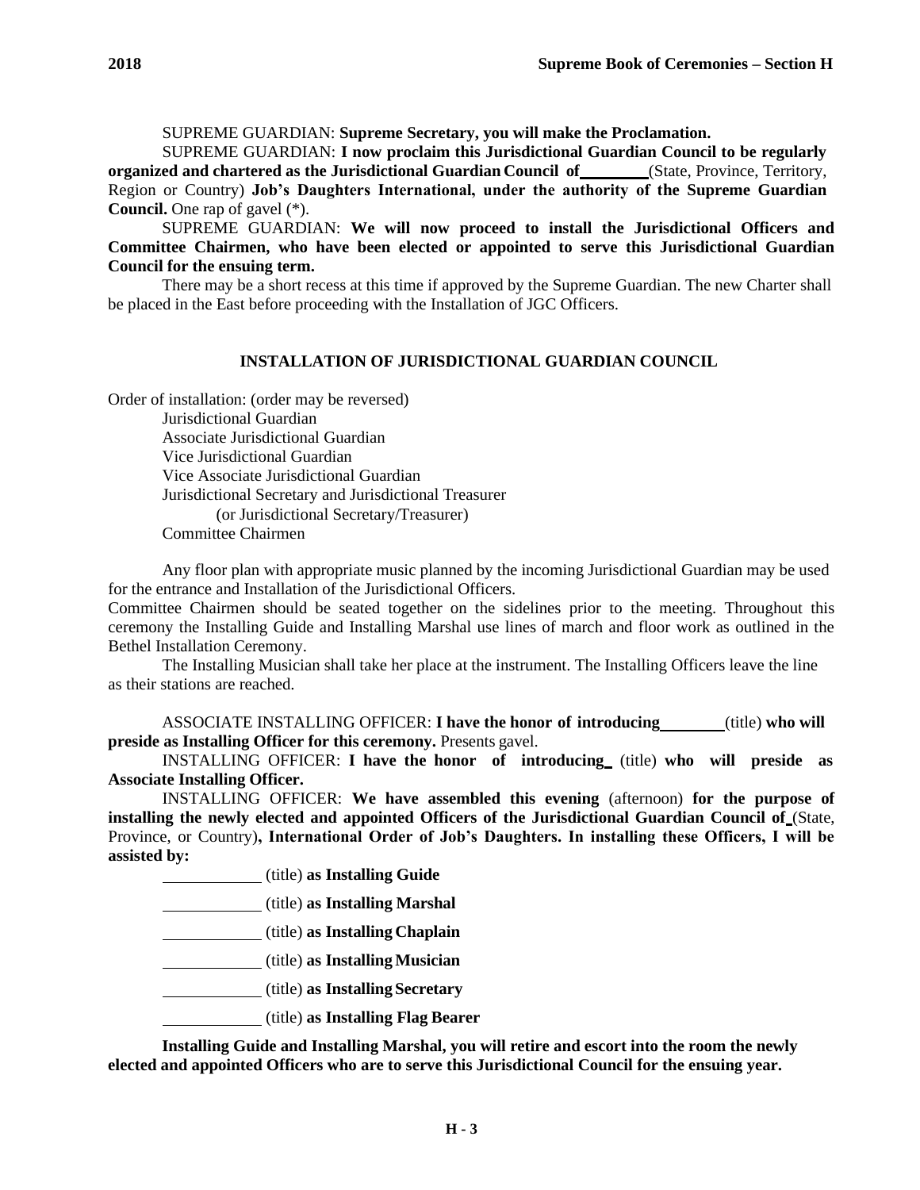SUPREME GUARDIAN: **Supreme Secretary, you will make the Proclamation.**

SUPREME GUARDIAN: **I now proclaim this Jurisdictional Guardian Council to be regularly organized and chartered as the Jurisdictional Guardian Council of** \_\_\_\_\_\_\_\_ (State, Province, Territory, Region or Country) **Job's Daughters International, under the authority of the Supreme Guardian Council.** One rap of gavel (*).

SUPREME GUARDIAN: **We will now proceed to install the Jurisdictional Officers and Committee Chairmen, who have been elected or appointed to serve this Jurisdictional Guardian Council for the ensuing term.**

There may be a short recess at this time if approved by the Supreme Guardian. The new Charter shall be placed in the East before proceeding with the Installation of JGC Officers.

## INSTALLATION OF JURISDICTIONAL GUARDIAN COUNCIL

Order of installation: (order may be reversed)

- Jurisdictional Guardian
- Associate Jurisdictional Guardian
- Vice Jurisdictional Guardian
- Vice Associate Jurisdictional Guardian
- Jurisdictional Secretary and Jurisdictional Treasurer
  - (or Jurisdictional Secretary/Treasurer)
- Committee Chairmen

Any floor plan with appropriate music planned by the incoming Jurisdictional Guardian may be used for the entrance and Installation of the Jurisdictional Officers.

Committee Chairmen should be seated together on the sidelines prior to the meeting. Throughout this ceremony the Installing Guide and Installing Marshal use lines of march and floor work as outlined in the Bethel Installation Ceremony.

The Installing Musician shall take her place at the instrument. The Installing Officers leave the line as their stations are reached.

ASSOCIATE INSTALLING OFFICER: **I have the honor of introducing** \_\_\_\_\_\_\_\_ (title) **who will preside as Installing Officer for this ceremony.** Presents gavel.

INSTALLING OFFICER: **I have the honor of introducing** \_ (title) **who will preside as Associate Installing Officer.**

INSTALLING OFFICER: **We have assembled this evening** (afternoon) **for the purpose of installing the newly elected and appointed Officers of the Jurisdictional Guardian Council of** \_ (State, Province, or Country)**, International Order of Job's Daughters. In installing these Officers, I will be assisted by:**

\_\_\_\_\_\_\_\_\_\_\_\_ (title) **as Installing Guide**

\_\_\_\_\_\_\_\_\_\_\_\_ (title) **as Installing Marshal**

\_\_\_\_\_\_\_\_\_\_\_\_ (title) **as Installing Chaplain**

\_\_\_\_\_\_\_\_\_\_\_\_ (title) **as Installing Musician**

\_\_\_\_\_\_\_\_\_\_\_\_ (title) **as Installing Secretary**

\_\_\_\_\_\_\_\_\_\_\_\_ (title) **as Installing Flag Bearer**

**Installing Guide and Installing Marshal, you will retire and escort into the room the newly elected and appointed Officers who are to serve this Jurisdictional Council for the ensuing year.**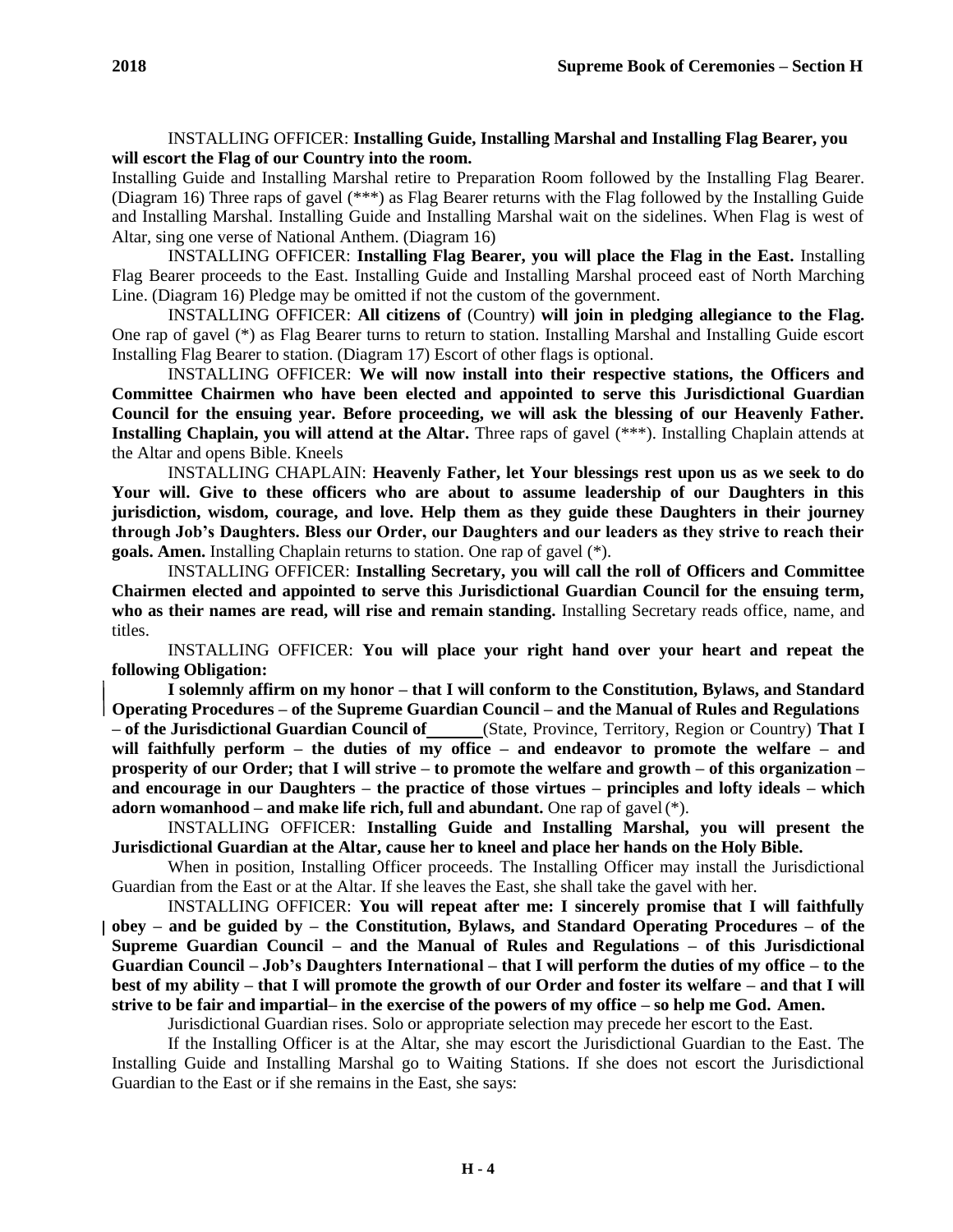INSTALLING OFFICER: **Installing Guide, Installing Marshal and Installing Flag Bearer, you will escort the Flag of our Country into the room.**

Installing Guide and Installing Marshal retire to Preparation Room followed by the Installing Flag Bearer. (Diagram 16) Three raps of gavel (***) as Flag Bearer returns with the Flag followed by the Installing Guide and Installing Marshal. Installing Guide and Installing Marshal wait on the sidelines. When Flag is west of Altar, sing one verse of National Anthem. (Diagram 16)

INSTALLING OFFICER: **Installing Flag Bearer, you will place the Flag in the East.** Installing Flag Bearer proceeds to the East. Installing Guide and Installing Marshal proceed east of North Marching Line. (Diagram 16) Pledge may be omitted if not the custom of the government.

INSTALLING OFFICER: **All citizens of** (Country) **will join in pledging allegiance to the Flag.** One rap of gavel (*) as Flag Bearer turns to return to station. Installing Marshal and Installing Guide escort Installing Flag Bearer to station. (Diagram 17) Escort of other flags is optional.

INSTALLING OFFICER: **We will now install into their respective stations, the Officers and Committee Chairmen who have been elected and appointed to serve this Jurisdictional Guardian Council for the ensuing year. Before proceeding, we will ask the blessing of our Heavenly Father. Installing Chaplain, you will attend at the Altar.** Three raps of gavel (***). Installing Chaplain attends at the Altar and opens Bible. Kneels

INSTALLING CHAPLAIN: **Heavenly Father, let Your blessings rest upon us as we seek to do Your will. Give to these officers who are about to assume leadership of our Daughters in this jurisdiction, wisdom, courage, and love. Help them as they guide these Daughters in their journey through Job's Daughters. Bless our Order, our Daughters and our leaders as they strive to reach their goals. Amen.** Installing Chaplain returns to station. One rap of gavel (*).

INSTALLING OFFICER: **Installing Secretary, you will call the roll of Officers and Committee Chairmen elected and appointed to serve this Jurisdictional Guardian Council for the ensuing term, who as their names are read, will rise and remain standing.** Installing Secretary reads office, name, and titles.

INSTALLING OFFICER: **You will place your right hand over your heart and repeat the following Obligation:**

**I solemnly affirm on my honor – that I will conform to the Constitution, Bylaws, and Standard Operating Procedures – of the Supreme Guardian Council – and the Manual of Rules and Regulations – of the Jurisdictional Guardian Council of ______** (State, Province, Territory, Region or Country) **That I will faithfully perform – the duties of my office – and endeavor to promote the welfare – and prosperity of our Order; that I will strive – to promote the welfare and growth – of this organization – and encourage in our Daughters – the practice of those virtues – principles and lofty ideals – which adorn womanhood – and make life rich, full and abundant.** One rap of gavel (*).

INSTALLING OFFICER: **Installing Guide and Installing Marshal, you will present the Jurisdictional Guardian at the Altar, cause her to kneel and place her hands on the Holy Bible.**

When in position, Installing Officer proceeds. The Installing Officer may install the Jurisdictional Guardian from the East or at the Altar. If she leaves the East, she shall take the gavel with her.

INSTALLING OFFICER: **You will repeat after me: I sincerely promise that I will faithfully obey – and be guided by – the Constitution, Bylaws, and Standard Operating Procedures – of the Supreme Guardian Council – and the Manual of Rules and Regulations – of this Jurisdictional Guardian Council – Job's Daughters International – that I will perform the duties of my office – to the best of my ability – that I will promote the growth of our Order and foster its welfare – and that I will strive to be fair and impartial– in the exercise of the powers of my office – so help me God. Amen.**

Jurisdictional Guardian rises. Solo or appropriate selection may precede her escort to the East.

If the Installing Officer is at the Altar, she may escort the Jurisdictional Guardian to the East. The Installing Guide and Installing Marshal go to Waiting Stations. If she does not escort the Jurisdictional Guardian to the East or if she remains in the East, she says: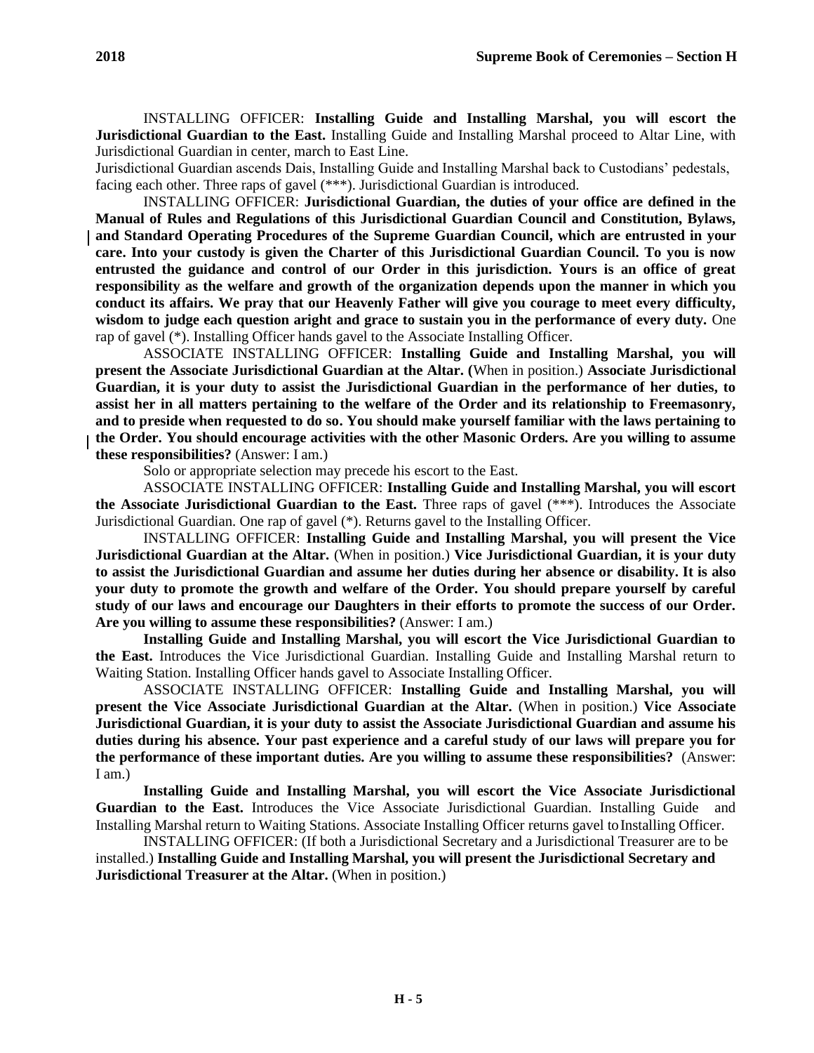INSTALLING OFFICER: **Installing Guide and Installing Marshal, you will escort the Jurisdictional Guardian to the East.** Installing Guide and Installing Marshal proceed to Altar Line, with Jurisdictional Guardian in center, march to East Line.

Jurisdictional Guardian ascends Dais, Installing Guide and Installing Marshal back to Custodians' pedestals, facing each other. Three raps of gavel (***). Jurisdictional Guardian is introduced.

INSTALLING OFFICER: **Jurisdictional Guardian, the duties of your office are defined in the Manual of Rules and Regulations of this Jurisdictional Guardian Council and Constitution, Bylaws, and Standard Operating Procedures of the Supreme Guardian Council, which are entrusted in your care. Into your custody is given the Charter of this Jurisdictional Guardian Council. To you is now entrusted the guidance and control of our Order in this jurisdiction. Yours is an office of great responsibility as the welfare and growth of the organization depends upon the manner in which you conduct its affairs. We pray that our Heavenly Father will give you courage to meet every difficulty, wisdom to judge each question aright and grace to sustain you in the performance of every duty.** One rap of gavel (*). Installing Officer hands gavel to the Associate Installing Officer.

ASSOCIATE INSTALLING OFFICER: **Installing Guide and Installing Marshal, you will present the Associate Jurisdictional Guardian at the Altar. (**When in position.) **Associate Jurisdictional Guardian, it is your duty to assist the Jurisdictional Guardian in the performance of her duties, to assist her in all matters pertaining to the welfare of the Order and its relationship to Freemasonry, and to preside when requested to do so. You should make yourself familiar with the laws pertaining to the Order. You should encourage activities with the other Masonic Orders. Are you willing to assume these responsibilities?** (Answer: I am.)

Solo or appropriate selection may precede his escort to the East.

ASSOCIATE INSTALLING OFFICER: **Installing Guide and Installing Marshal, you will escort the Associate Jurisdictional Guardian to the East.** Three raps of gavel (***). Introduces the Associate Jurisdictional Guardian. One rap of gavel (*). Returns gavel to the Installing Officer.

INSTALLING OFFICER: **Installing Guide and Installing Marshal, you will present the Vice Jurisdictional Guardian at the Altar.** (When in position.) **Vice Jurisdictional Guardian, it is your duty to assist the Jurisdictional Guardian and assume her duties during her absence or disability. It is also your duty to promote the growth and welfare of the Order. You should prepare yourself by careful study of our laws and encourage our Daughters in their efforts to promote the success of our Order. Are you willing to assume these responsibilities?** (Answer: I am.)

**Installing Guide and Installing Marshal, you will escort the Vice Jurisdictional Guardian to the East.** Introduces the Vice Jurisdictional Guardian. Installing Guide and Installing Marshal return to Waiting Station. Installing Officer hands gavel to Associate Installing Officer.

ASSOCIATE INSTALLING OFFICER: **Installing Guide and Installing Marshal, you will present the Vice Associate Jurisdictional Guardian at the Altar.** (When in position.) **Vice Associate Jurisdictional Guardian, it is your duty to assist the Associate Jurisdictional Guardian and assume his duties during his absence. Your past experience and a careful study of our laws will prepare you for the performance of these important duties. Are you willing to assume these responsibilities?** (Answer: I am.)

**Installing Guide and Installing Marshal, you will escort the Vice Associate Jurisdictional Guardian to the East.** Introduces the Vice Associate Jurisdictional Guardian. Installing Guide and Installing Marshal return to Waiting Stations. Associate Installing Officer returns gavel to Installing Officer.

INSTALLING OFFICER: (If both a Jurisdictional Secretary and a Jurisdictional Treasurer are to be installed.) **Installing Guide and Installing Marshal, you will present the Jurisdictional Secretary and Jurisdictional Treasurer at the Altar.** (When in position.)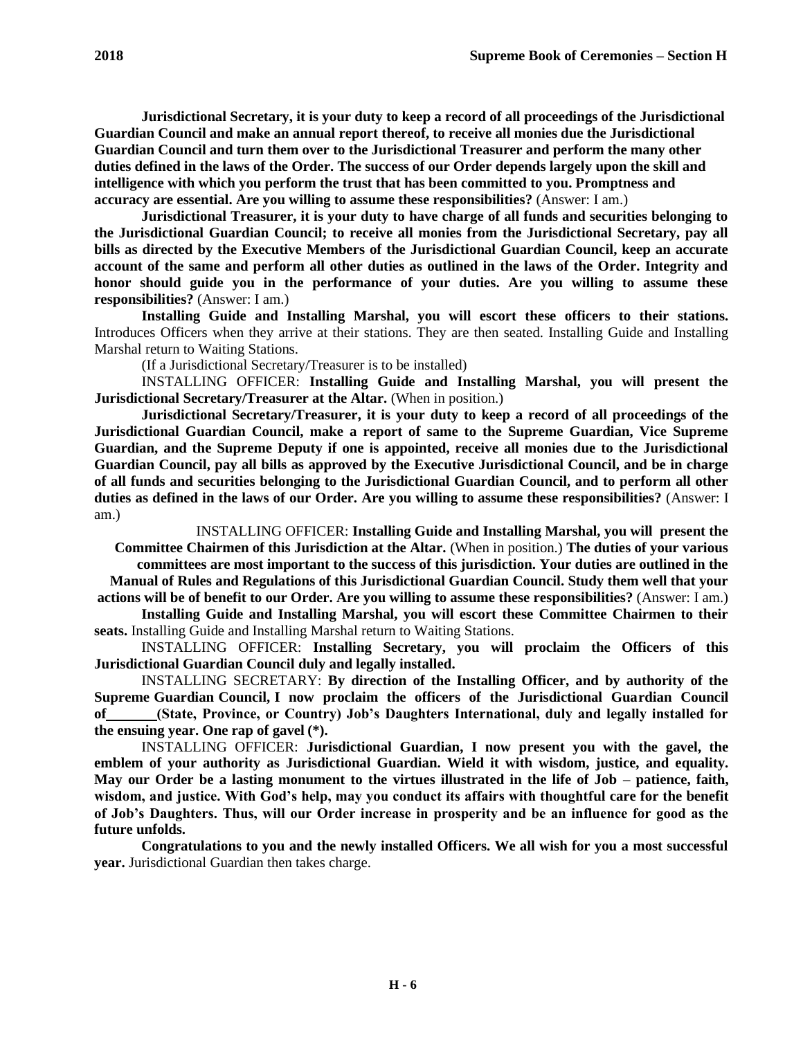**Jurisdictional Secretary, it is your duty to keep a record of all proceedings of the Jurisdictional Guardian Council and make an annual report thereof, to receive all monies due the Jurisdictional Guardian Council and turn them over to the Jurisdictional Treasurer and perform the many other duties defined in the laws of the Order. The success of our Order depends largely upon the skill and intelligence with which you perform the trust that has been committed to you. Promptness and accuracy are essential. Are you willing to assume these responsibilities?** (Answer: I am.)

**Jurisdictional Treasurer, it is your duty to have charge of all funds and securities belonging to the Jurisdictional Guardian Council; to receive all monies from the Jurisdictional Secretary, pay all bills as directed by the Executive Members of the Jurisdictional Guardian Council, keep an accurate account of the same and perform all other duties as outlined in the laws of the Order. Integrity and honor should guide you in the performance of your duties. Are you willing to assume these responsibilities?** (Answer: I am.)

**Installing Guide and Installing Marshal, you will escort these officers to their stations.** Introduces Officers when they arrive at their stations. They are then seated. Installing Guide and Installing Marshal return to Waiting Stations.

(If a Jurisdictional Secretary/Treasurer is to be installed)

INSTALLING OFFICER: **Installing Guide and Installing Marshal, you will present the Jurisdictional Secretary/Treasurer at the Altar.** (When in position.)

**Jurisdictional Secretary/Treasurer, it is your duty to keep a record of all proceedings of the Jurisdictional Guardian Council, make a report of same to the Supreme Guardian, Vice Supreme Guardian, and the Supreme Deputy if one is appointed, receive all monies due to the Jurisdictional Guardian Council, pay all bills as approved by the Executive Jurisdictional Council, and be in charge of all funds and securities belonging to the Jurisdictional Guardian Council, and to perform all other duties as defined in the laws of our Order. Are you willing to assume these responsibilities?** (Answer: I am.)

INSTALLING OFFICER: **Installing Guide and Installing Marshal, you will present the Committee Chairmen of this Jurisdiction at the Altar.** (When in position.) **The duties of your various committees are most important to the success of this jurisdiction. Your duties are outlined in the Manual of Rules and Regulations of this Jurisdictional Guardian Council. Study them well that your actions will be of benefit to our Order. Are you willing to assume these responsibilities?** (Answer: I am.)

**Installing Guide and Installing Marshal, you will escort these Committee Chairmen to their seats.** Installing Guide and Installing Marshal return to Waiting Stations.

INSTALLING OFFICER: **Installing Secretary, you will proclaim the Officers of this Jurisdictional Guardian Council duly and legally installed.**

INSTALLING SECRETARY: **By direction of the Installing Officer, and by authority of the Supreme Guardian Council, I now proclaim the officers of the Jurisdictional Guardian Council of_______(State, Province, or Country) Job's Daughters International, duly and legally installed for the ensuing year. One rap of gavel (*).**

INSTALLING OFFICER: **Jurisdictional Guardian, I now present you with the gavel, the emblem of your authority as Jurisdictional Guardian. Wield it with wisdom, justice, and equality. May our Order be a lasting monument to the virtues illustrated in the life of Job – patience, faith, wisdom, and justice. With God's help, may you conduct its affairs with thoughtful care for the benefit of Job's Daughters. Thus, will our Order increase in prosperity and be an influence for good as the future unfolds.**

**Congratulations to you and the newly installed Officers. We all wish for you a most successful year.** Jurisdictional Guardian then takes charge.